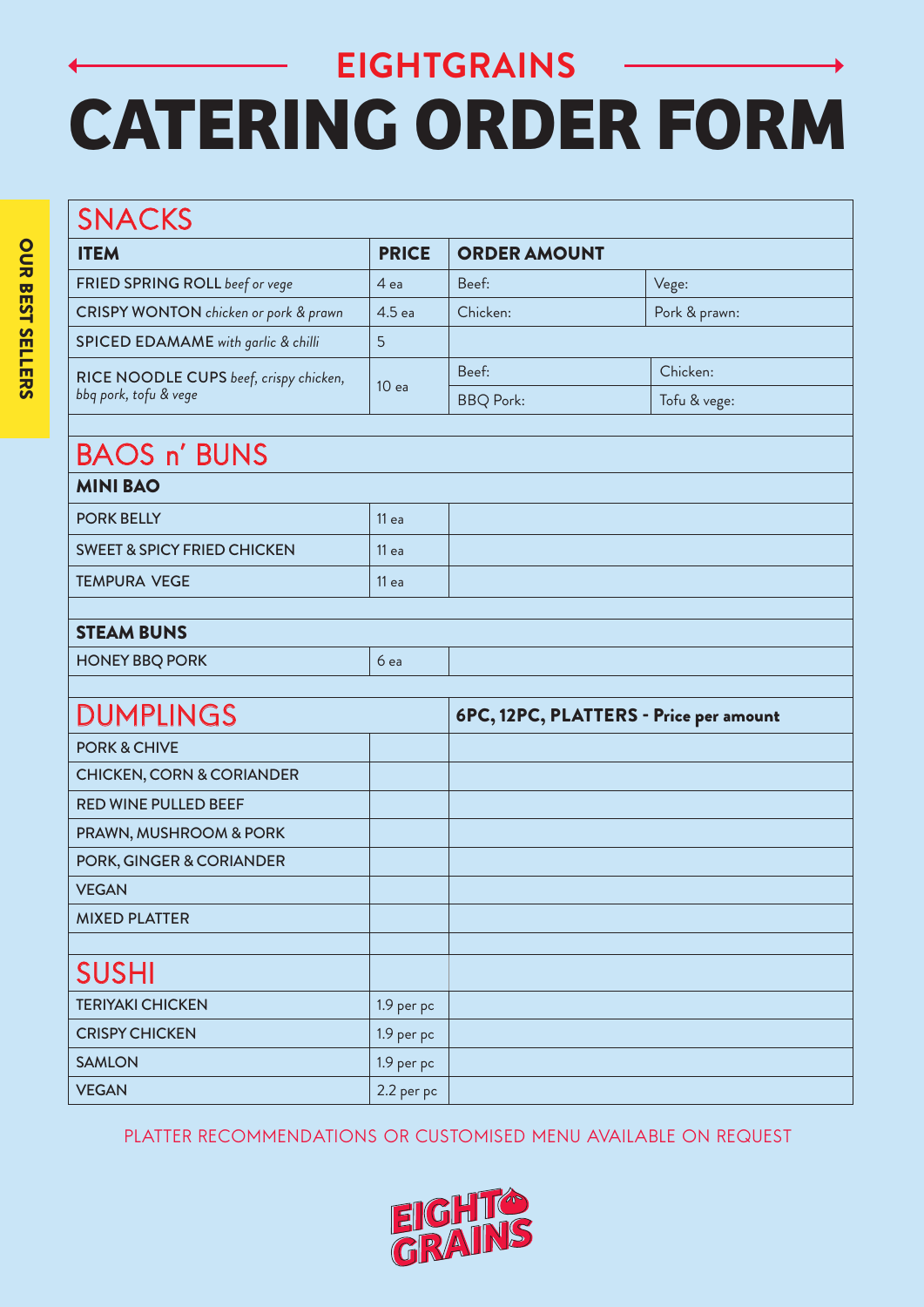# EIGHTGRAINS

# CATERING ORDER FORM

OUR BEST SELLERS

## SNACKS

| ITEM | PRICE | ORDER AMOUNT | |
|---|---|---|---|
| FRIED SPRING ROLL *beef or vege* | 4 ea | Beef: | Vege: |
| CRISPY WONTON *chicken or pork & prawn* | 4.5 ea | Chicken: | Pork & prawn: |
| SPICED EDAMAME *with garlic & chilli* | 5 | | |
| RICE NOODLE CUPS *beef, crispy chicken, bbq pork, tofu & vege* | 10 ea | Beef: | Chicken: |
| | | BBQ Pork: | Tofu & vege: |

## BAOS n' BUNS

| MINI BAO | | |
|---|---|---|
| PORK BELLY | 11 ea | |
| SWEET & SPICY FRIED CHICKEN | 11 ea | |
| TEMPURA VEGE | 11 ea | |

| STEAM BUNS | | |
|---|---|---|
| HONEY BBQ PORK | 6 ea | |

## DUMPLINGS

| DUMPLINGS | | 6PC, 12PC, PLATTERS - Price per amount |
|---|---|---|
| PORK & CHIVE | | |
| CHICKEN, CORN & CORIANDER | | |
| RED WINE PULLED BEEF | | |
| PRAWN, MUSHROOM & PORK | | |
| PORK, GINGER & CORIANDER | | |
| VEGAN | | |
| MIXED PLATTER | | |

## SUSHI

| SUSHI | | |
|---|---|---|
| TERIYAKI CHICKEN | 1.9 per pc | |
| CRISPY CHICKEN | 1.9 per pc | |
| SAMLON | 1.9 per pc | |
| VEGAN | 2.2 per pc | |

PLATTER RECOMMENDATIONS OR CUSTOMISED MENU AVAILABLE ON REQUEST

EIGHT GRAINS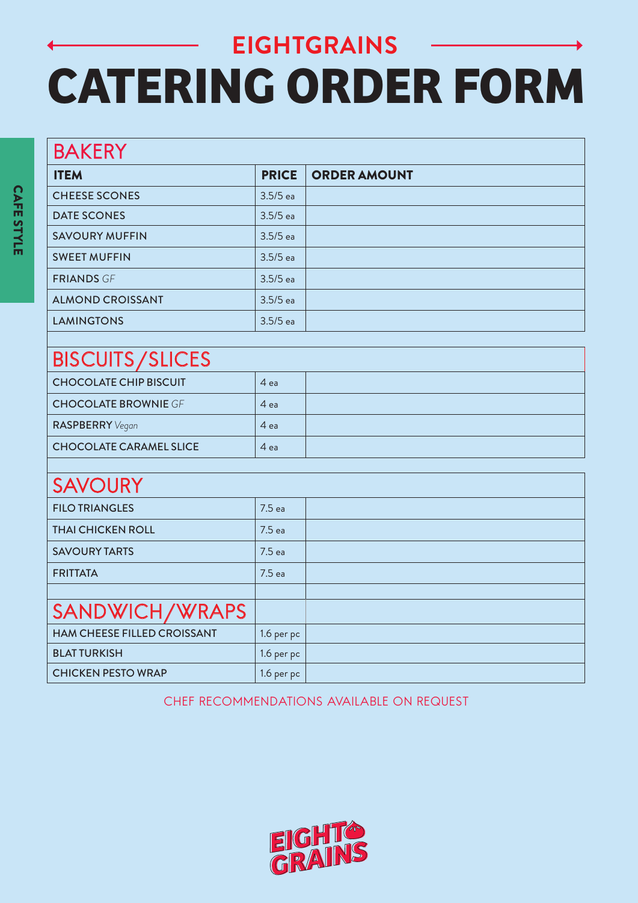## EIGHTGRAINS

# CATERING ORDER FORM

CAFE STYLE

| BAKERY | | |
|---|---|---|
| **ITEM** | **PRICE** | **ORDER AMOUNT** |
| CHEESE SCONES | 3.5/5 ea | |
| DATE SCONES | 3.5/5 ea | |
| SAVOURY MUFFIN | 3.5/5 ea | |
| SWEET MUFFIN | 3.5/5 ea | |
| FRIANDS *GF* | 3.5/5 ea | |
| ALMOND CROISSANT | 3.5/5 ea | |
| LAMINGTONS | 3.5/5 ea | |

| BISCUITS/SLICES | | |
|---|---|---|
| CHOCOLATE CHIP BISCUIT | 4 ea | |
| CHOCOLATE BROWNIE *GF* | 4 ea | |
| RASPBERRY *Vegan* | 4 ea | |
| CHOCOLATE CARAMEL SLICE | 4 ea | |

| SAVOURY | | |
|---|---|---|
| FILO TRIANGLES | 7.5 ea | |
| THAI CHICKEN ROLL | 7.5 ea | |
| SAVOURY TARTS | 7.5 ea | |
| FRITTATA | 7.5 ea | |

| SANDWICH/WRAPS | | |
|---|---|---|
| HAM CHEESE FILLED CROISSANT | 1.6 per pc | |
| BLAT TURKISH | 1.6 per pc | |
| CHICKEN PESTO WRAP | 1.6 per pc | |

CHEF RECOMMENDATIONS AVAILABLE ON REQUEST

EIGHT GRAINS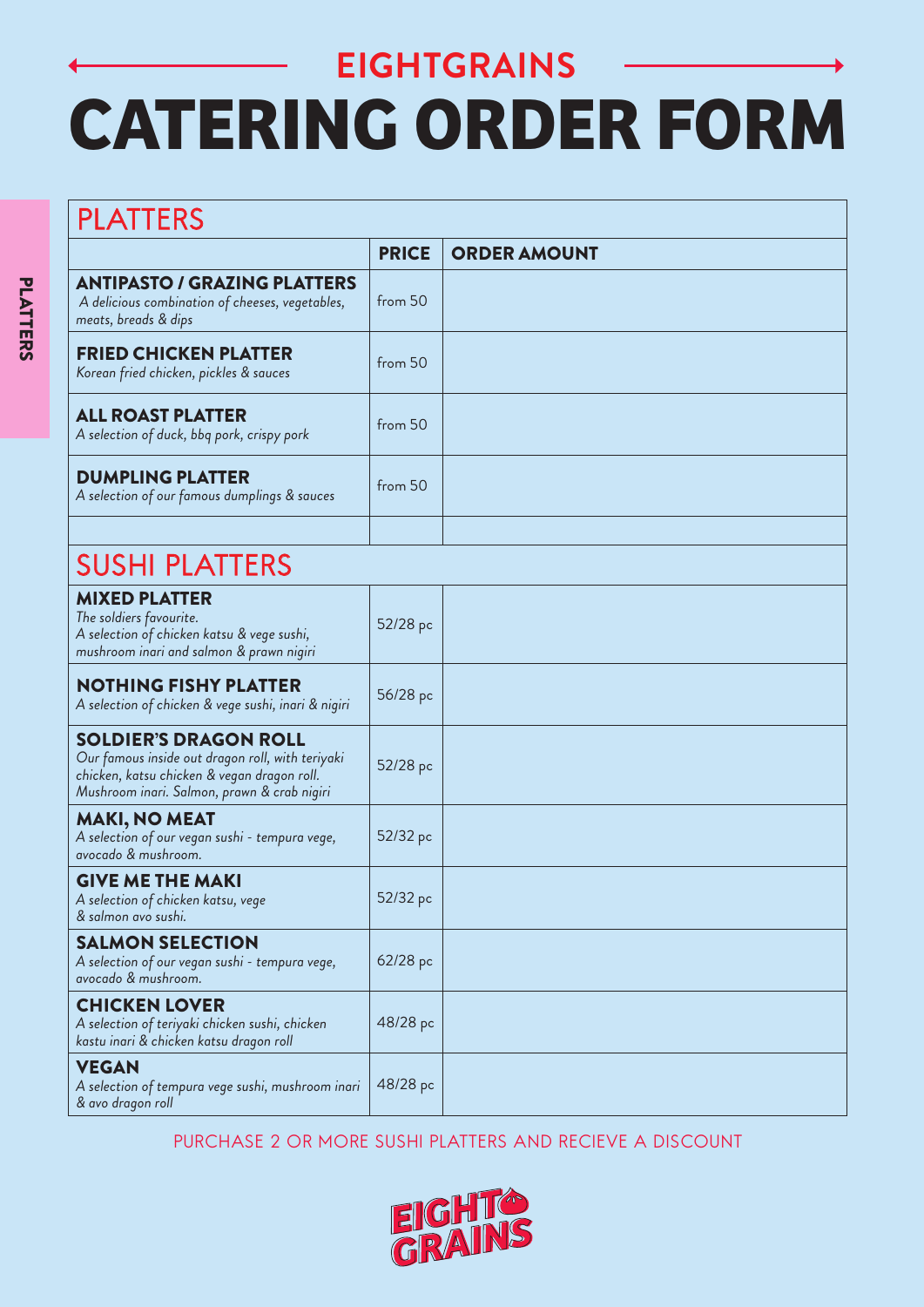## EIGHTGRAINS

# CATERING ORDER FORM

PLATTERS

| PLATTERS | PRICE | ORDER AMOUNT |
|---|---|---|
| **ANTIPASTO / GRAZING PLATTERS** *A delicious combination of cheeses, vegetables, meats, breads & dips* | from 50 | |
| **FRIED CHICKEN PLATTER** *Korean fried chicken, pickles & sauces* | from 50 | |
| **ALL ROAST PLATTER** *A selection of duck, bbq pork, crispy pork* | from 50 | |
| **DUMPLING PLATTER** *A selection of our famous dumplings & sauces* | from 50 | |
| | | |
| **SUSHI PLATTERS** | | |
| **MIXED PLATTER** *The soldiers favourite. A selection of chicken katsu & vege sushi, mushroom inari and salmon & prawn nigiri* | 52/28 pc | |
| **NOTHING FISHY PLATTER** *A selection of chicken & vege sushi, inari & nigiri* | 56/28 pc | |
| **SOLDIER'S DRAGON ROLL** *Our famous inside out dragon roll, with teriyaki chicken, katsu chicken & vegan dragon roll. Mushroom inari. Salmon, prawn & crab nigiri* | 52/28 pc | |
| **MAKI, NO MEAT** *A selection of our vegan sushi - tempura vege, avocado & mushroom.* | 52/32 pc | |
| **GIVE ME THE MAKI** *A selection of chicken katsu, vege & salmon avo sushi.* | 52/32 pc | |
| **SALMON SELECTION** *A selection of our vegan sushi - tempura vege, avocado & mushroom.* | 62/28 pc | |
| **CHICKEN LOVER** *A selection of teriyaki chicken sushi, chicken kastu inari & chicken katsu dragon roll* | 48/28 pc | |
| **VEGAN** *A selection of tempura vege sushi, mushroom inari & avo dragon roll* | 48/28 pc | |

PURCHASE 2 OR MORE SUSHI PLATTERS AND RECIEVE A DISCOUNT

EIGHT GRAINS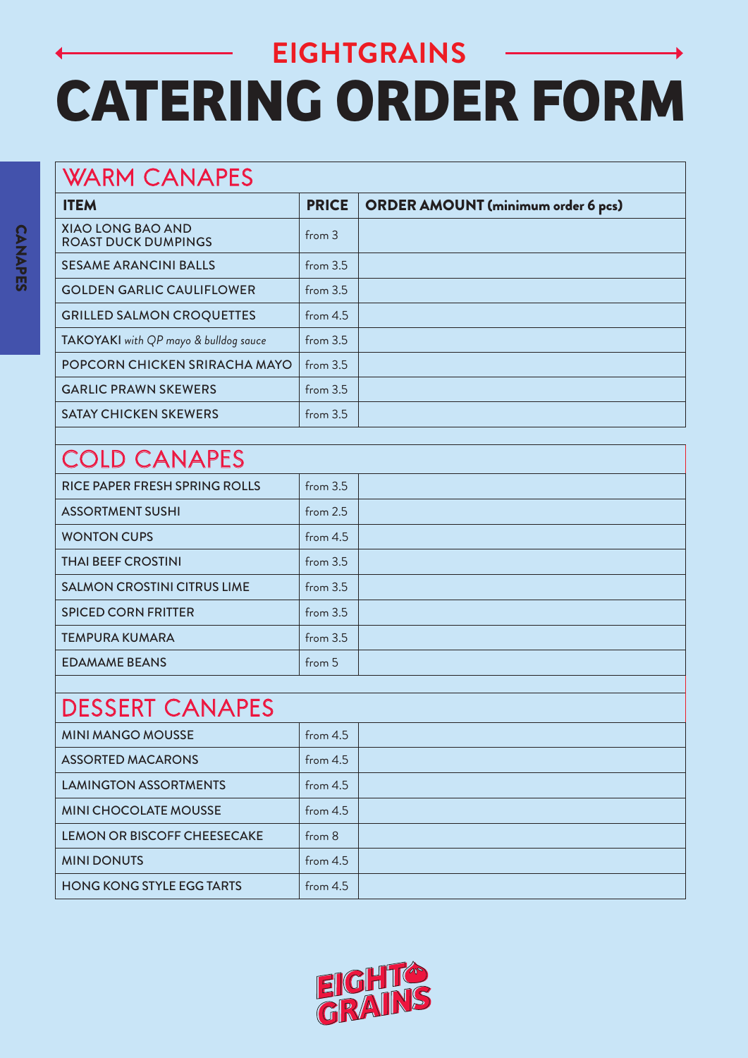# EIGHTGRAINS

# CATERING ORDER FORM

CANAPES

## WARM CANAPES

| ITEM | PRICE | ORDER AMOUNT (minimum order 6 pcs) |
|---|---|---|
| XIAO LONG BAO AND ROAST DUCK DUMPINGS | from 3 | |
| SESAME ARANCINI BALLS | from 3.5 | |
| GOLDEN GARLIC CAULIFLOWER | from 3.5 | |
| GRILLED SALMON CROQUETTES | from 4.5 | |
| TAKOYAKI *with QP mayo & bulldog sauce* | from 3.5 | |
| POPCORN CHICKEN SRIRACHA MAYO | from 3.5 | |
| GARLIC PRAWN SKEWERS | from 3.5 | |
| SATAY CHICKEN SKEWERS | from 3.5 | |

## COLD CANAPES

| ITEM | PRICE | ORDER AMOUNT |
|---|---|---|
| RICE PAPER FRESH SPRING ROLLS | from 3.5 | |
| ASSORTMENT SUSHI | from 2.5 | |
| WONTON CUPS | from 4.5 | |
| THAI BEEF CROSTINI | from 3.5 | |
| SALMON CROSTINI CITRUS LIME | from 3.5 | |
| SPICED CORN FRITTER | from 3.5 | |
| TEMPURA KUMARA | from 3.5 | |
| EDAMAME BEANS | from 5 | |

## DESSERT CANAPES

| ITEM | PRICE | ORDER AMOUNT |
|---|---|---|
| MINI MANGO MOUSSE | from 4.5 | |
| ASSORTED MACARONS | from 4.5 | |
| LAMINGTON ASSORTMENTS | from 4.5 | |
| MINI CHOCOLATE MOUSSE | from 4.5 | |
| LEMON OR BISCOFF CHEESECAKE | from 8 | |
| MINI DONUTS | from 4.5 | |
| HONG KONG STYLE EGG TARTS | from 4.5 | |

EIGHT GRAINS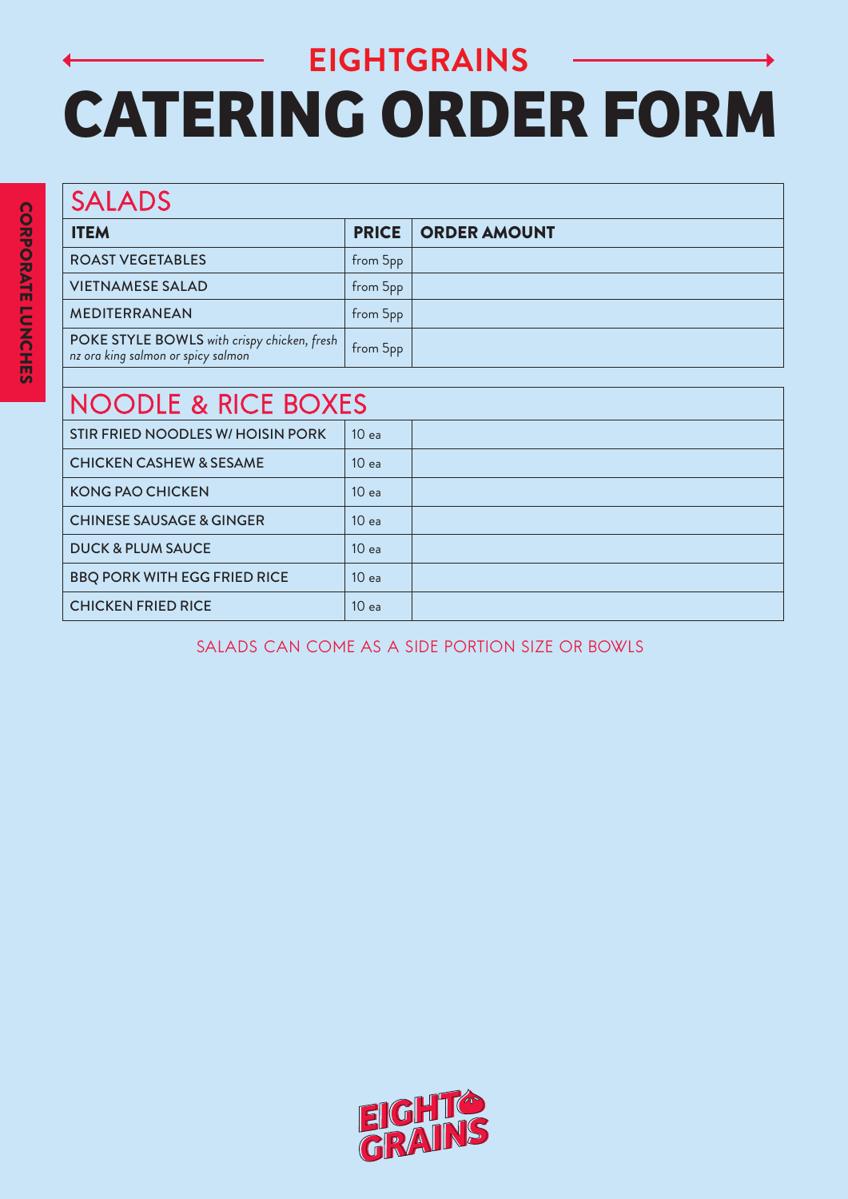## EIGHTGRAINS

# CATERING ORDER FORM

CORPORATE LUNCHES

## SALADS

| ITEM | PRICE | ORDER AMOUNT |
|---|---|---|
| ROAST VEGETABLES | from 5pp | |
| VIETNAMESE SALAD | from 5pp | |
| MEDITERRANEAN | from 5pp | |
| POKE STYLE BOWLS *with crispy chicken, fresh nz ora king salmon or spicy salmon* | from 5pp | |

## NOODLE & RICE BOXES

| ITEM | PRICE | ORDER AMOUNT |
|---|---|---|
| STIR FRIED NOODLES W/ HOISIN PORK | 10 ea | |
| CHICKEN CASHEW & SESAME | 10 ea | |
| KONG PAO CHICKEN | 10 ea | |
| CHINESE SAUSAGE & GINGER | 10 ea | |
| DUCK & PLUM SAUCE | 10 ea | |
| BBQ PORK WITH EGG FRIED RICE | 10 ea | |
| CHICKEN FRIED RICE | 10 ea | |

SALADS CAN COME AS A SIDE PORTION SIZE OR BOWLS

EIGHT GRAINS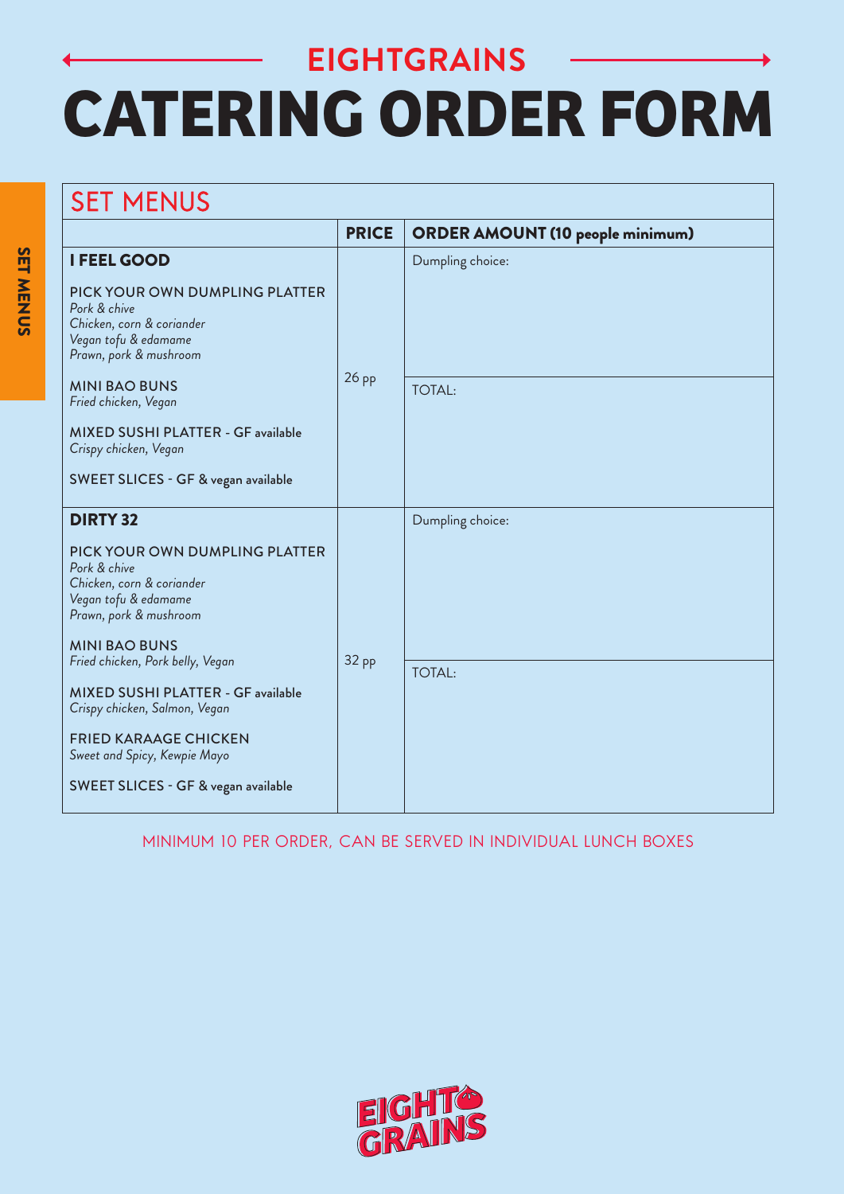# EIGHTGRAINS

# CATERING ORDER FORM

## SET MENUS

| | PRICE | ORDER AMOUNT (10 people minimum) |
|---|---|---|
| **I FEEL GOOD**<br><br>PICK YOUR OWN DUMPLING PLATTER<br>*Pork & chive*<br>*Chicken, corn & coriander*<br>*Vegan tofu & edamame*<br>*Prawn, pork & mushroom*<br><br>MINI BAO BUNS<br>*Fried chicken, Vegan*<br><br>MIXED SUSHI PLATTER - GF available<br>*Crispy chicken, Vegan*<br><br>SWEET SLICES - GF & vegan available | 26 pp | Dumpling choice:<br><br>TOTAL: |
| **DIRTY 32**<br><br>PICK YOUR OWN DUMPLING PLATTER<br>*Pork & chive*<br>*Chicken, corn & coriander*<br>*Vegan tofu & edamame*<br>*Prawn, pork & mushroom*<br><br>MINI BAO BUNS<br>*Fried chicken, Pork belly, Vegan*<br><br>MIXED SUSHI PLATTER - GF available<br>*Crispy chicken, Salmon, Vegan*<br><br>FRIED KARAAGE CHICKEN<br>*Sweet and Spicy, Kewpie Mayo*<br><br>SWEET SLICES - GF & vegan available | 32 pp | Dumpling choice:<br><br>TOTAL: |

MINIMUM 10 PER ORDER, CAN BE SERVED IN INDIVIDUAL LUNCH BOXES